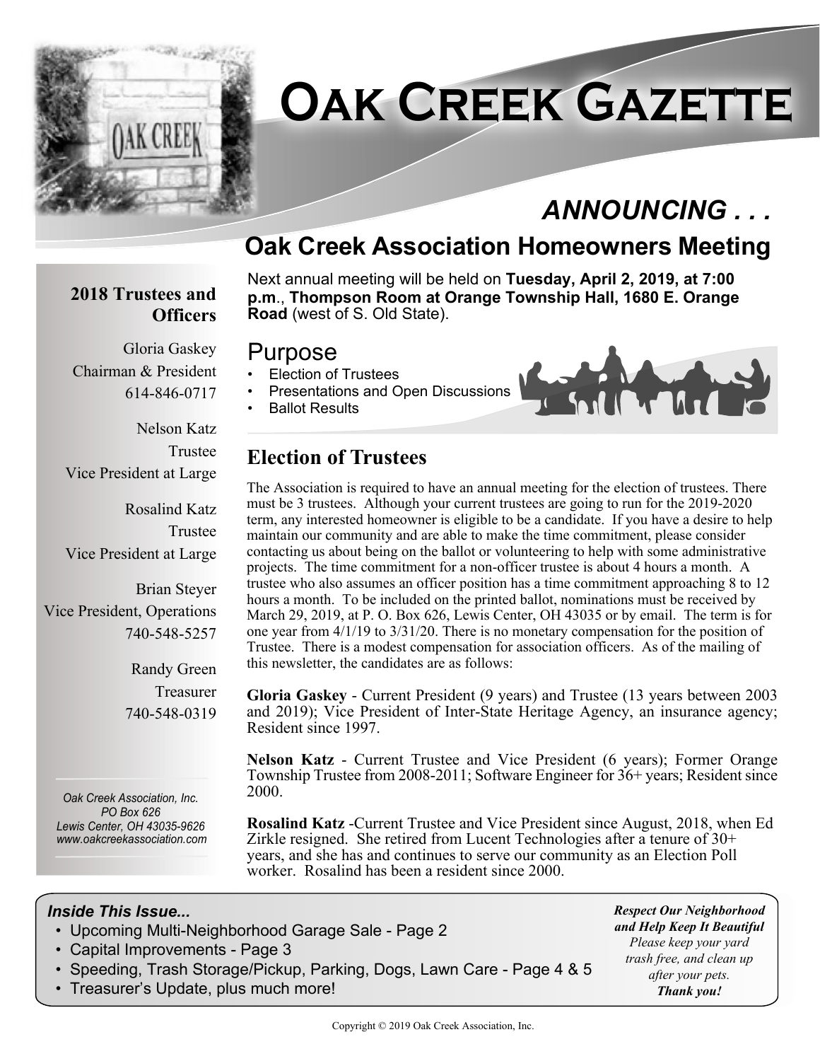# Oak Creek Gazette

## ANNOUNCING . . .

## Oak Creek Association Homeowners Meeting

Next annual meeting will be held on **Tuesday, April 2, 2019, at 7:00 p.m.**, **Thompson Room at Orange Township Hall, 1680 E. Orange Road** (west of S. Old State).

### Purpose

- Election of Trustees
- Presentations and Open Discussions
- Ballot Results

### Election of Trustees

The Association is required to have an annual meeting for the election of trustees. There must be 3 trustees. Although your current trustees are going to run for the 2019-2020 term, any interested homeowner is eligible to be a candidate. If you have a desire to help maintain our community and are able to make the time commitment, please consider contacting us about being on the ballot or volunteering to help with some administrative projects. The time commitment for a non-officer trustee is about 4 hours a month. A trustee who also assumes an officer position has a time commitment approaching 8 to 12 hours a month. To be included on the printed ballot, nominations must be received by March 29, 2019, at P. O. Box 626, Lewis Center, OH 43035 or by email. The term is for one year from 4/1/19 to 3/31/20. There is no monetary compensation for the position of Trustee. There is a modest compensation for association officers. As of the mailing of this newsletter, the candidates are as follows:

**Gloria Gaskey** - Current President (9 years) and Trustee (13 years between 2003 and 2019); Vice President of Inter-State Heritage Agency, an insurance agency; Resident since 1997.

**Nelson Katz** - Current Trustee and Vice President (6 years); Former Orange Township Trustee from 2008-2011; Software Engineer for 36+ years; Resident since 2000.

**Rosalind Katz** -Current Trustee and Vice President since August, 2018, when Ed Zirkle resigned. She retired from Lucent Technologies after a tenure of 30+ years, and she has and continues to serve our community as an Election Poll worker. Rosalind has been a resident since 2000.

---

**2018 Trustees and Officers**

Gloria Gaskey
Chairman & President
614-846-0717

Nelson Katz
Trustee
Vice President at Large

Rosalind Katz
Trustee
Vice President at Large

Brian Steyer
Vice President, Operations
740-548-5257

Randy Green
Treasurer
740-548-0319

*Oak Creek Association, Inc.*
*PO Box 626*
*Lewis Center, OH 43035-9626*
*www.oakcreekassociation.com*

---

***Inside This Issue...***

- Upcoming Multi-Neighborhood Garage Sale - Page 2
- Capital Improvements - Page 3
- Speeding, Trash Storage/Pickup, Parking, Dogs, Lawn Care - Page 4 & 5
- Treasurer's Update, plus much more!

***Respect Our Neighborhood and Help Keep It Beautiful***
*Please keep your yard trash free, and clean up after your pets.*
***Thank you!***

Copyright © 2019 Oak Creek Association, Inc.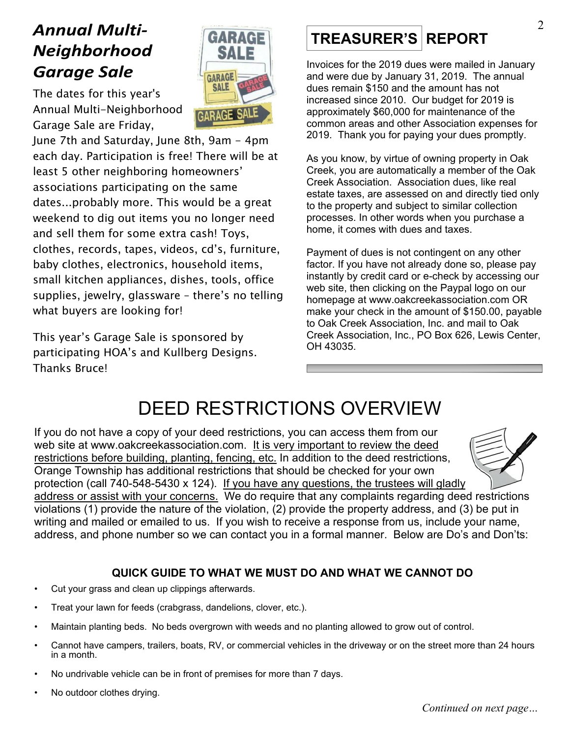## *Annual Multi-Neighborhood Garage Sale*

The dates for this year's Annual Multi-Neighborhood Garage Sale are Friday, June 7th and Saturday, June 8th, 9am - 4pm each day. Participation is free! There will be at least 5 other neighboring homeowners' associations participating on the same dates...probably more. This would be a great weekend to dig out items you no longer need and sell them for some extra cash! Toys, clothes, records, tapes, videos, cd's, furniture, baby clothes, electronics, household items, small kitchen appliances, dishes, tools, office supplies, jewelry, glassware – there's no telling what buyers are looking for!

This year's Garage Sale is sponsored by participating HOA's and Kullberg Designs. Thanks Bruce!

## TREASURER'S REPORT

Invoices for the 2019 dues were mailed in January and were due by January 31, 2019. The annual dues remain $150 and the amount has not increased since 2010. Our budget for 2019 is approximately $60,000 for maintenance of the common areas and other Association expenses for 2019. Thank you for paying your dues promptly.

As you know, by virtue of owning property in Oak Creek, you are automatically a member of the Oak Creek Association. Association dues, like real estate taxes, are assessed on and directly tied only to the property and subject to similar collection processes. In other words when you purchase a home, it comes with dues and taxes.

Payment of dues is not contingent on any other factor. If you have not already done so, please pay instantly by credit card or e-check by accessing our web site, then clicking on the Paypal logo on our homepage at www.oakcreekassociation.com OR make your check in the amount of $150.00, payable to Oak Creek Association, Inc. and mail to Oak Creek Association, Inc., PO Box 626, Lewis Center, OH 43035.

# DEED RESTRICTIONS OVERVIEW

If you do not have a copy of your deed restrictions, you can access them from our web site at www.oakcreekassociation.com. <u>It is very important to review the deed restrictions before building, planting, fencing, etc.</u> In addition to the deed restrictions, Orange Township has additional restrictions that should be checked for your own protection (call 740-548-5430 x 124). <u>If you have any questions, the trustees will gladly address or assist with your concerns.</u> We do require that any complaints regarding deed restrictions violations (1) provide the nature of the violation, (2) provide the property address, and (3) be put in writing and mailed or emailed to us. If you wish to receive a response from us, include your name, address, and phone number so we can contact you in a formal manner. Below are Do's and Don'ts:

**QUICK GUIDE TO WHAT WE MUST DO AND WHAT WE CANNOT DO**

- Cut your grass and clean up clippings afterwards.
- Treat your lawn for feeds (crabgrass, dandelions, clover, etc.).
- Maintain planting beds. No beds overgrown with weeds and no planting allowed to grow out of control.
- Cannot have campers, trailers, boats, RV, or commercial vehicles in the driveway or on the street more than 24 hours in a month.
- No undrivable vehicle can be in front of premises for more than 7 days.
- No outdoor clothes drying.

*Continued on next page…*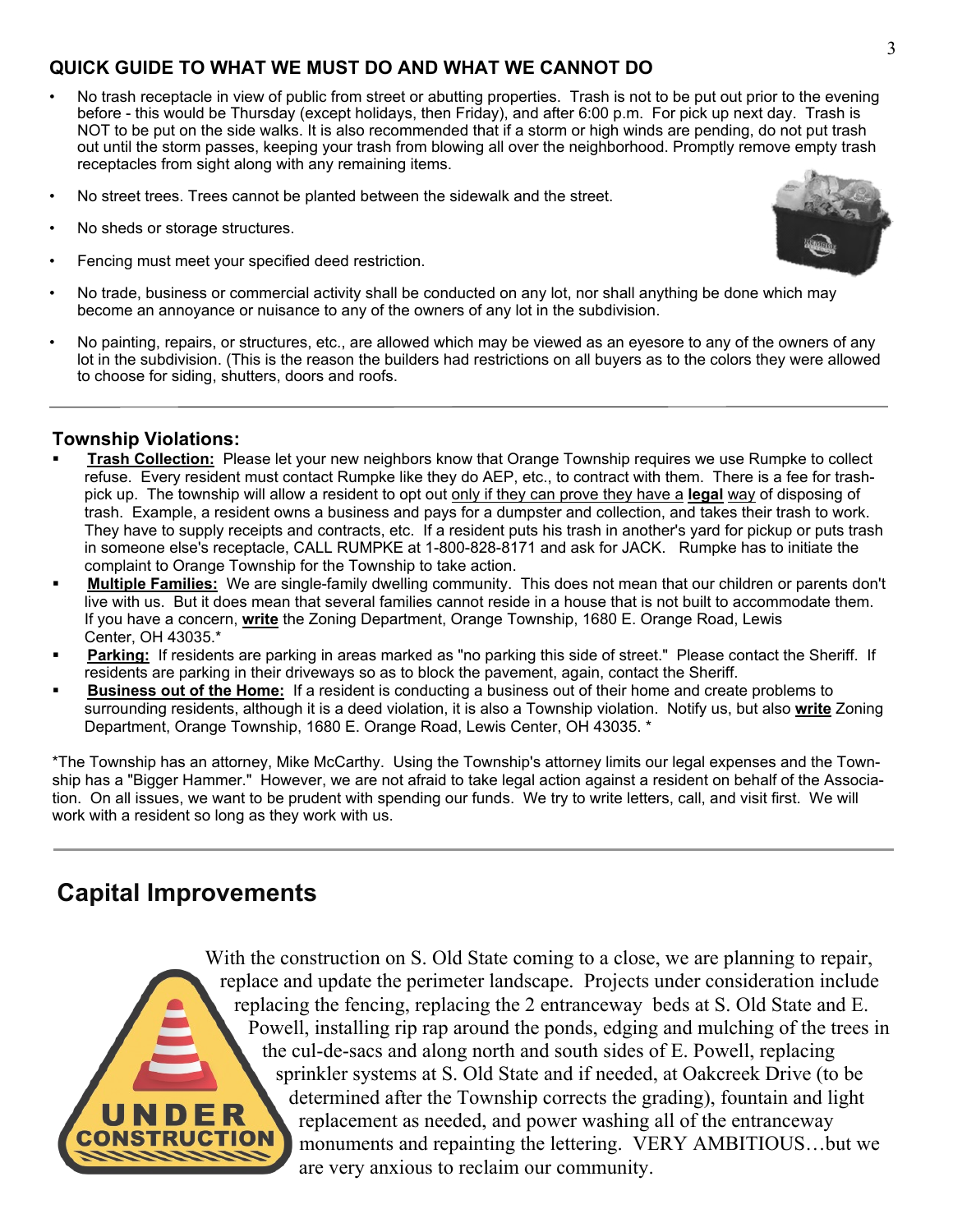### QUICK GUIDE TO WHAT WE MUST DO AND WHAT WE CANNOT DO

- No trash receptacle in view of public from street or abutting properties. Trash is not to be put out prior to the evening before - this would be Thursday (except holidays, then Friday), and after 6:00 p.m. For pick up next day. Trash is NOT to be put on the side walks. It is also recommended that if a storm or high winds are pending, do not put trash out until the storm passes, keeping your trash from blowing all over the neighborhood. Promptly remove empty trash receptacles from sight along with any remaining items.
- No street trees. Trees cannot be planted between the sidewalk and the street.
- No sheds or storage structures.
- Fencing must meet your specified deed restriction.
- No trade, business or commercial activity shall be conducted on any lot, nor shall anything be done which may become an annoyance or nuisance to any of the owners of any lot in the subdivision.
- No painting, repairs, or structures, etc., are allowed which may be viewed as an eyesore to any of the owners of any lot in the subdivision. (This is the reason the builders had restrictions on all buyers as to the colors they were allowed to choose for siding, shutters, doors and roofs.

---

### Township Violations:

- **Trash Collection:** Please let your new neighbors know that Orange Township requires we use Rumpke to collect refuse. Every resident must contact Rumpke like they do AEP, etc., to contract with them. There is a fee for trash-pick up. The township will allow a resident to opt out only if they can prove they have a **legal** way of disposing of trash. Example, a resident owns a business and pays for a dumpster and collection, and takes their trash to work. They have to supply receipts and contracts, etc. If a resident puts his trash in another's yard for pickup or puts trash in someone else's receptacle, CALL RUMPKE at 1-800-828-8171 and ask for JACK. Rumpke has to initiate the complaint to Orange Township for the Township to take action.
- **Multiple Families:** We are single-family dwelling community. This does not mean that our children or parents don't live with us. But it does mean that several families cannot reside in a house that is not built to accommodate them. If you have a concern, **write** the Zoning Department, Orange Township, 1680 E. Orange Road, Lewis Center, OH 43035.*
- **Parking:** If residents are parking in areas marked as "no parking this side of street." Please contact the Sheriff. If residents are parking in their driveways so as to block the pavement, again, contact the Sheriff.
- **Business out of the Home:** If a resident is conducting a business out of their home and create problems to surrounding residents, although it is a deed violation, it is also a Township violation. Notify us, but also **write** Zoning Department, Orange Township, 1680 E. Orange Road, Lewis Center, OH 43035. *

*The Township has an attorney, Mike McCarthy. Using the Township's attorney limits our legal expenses and the Township has a "Bigger Hammer." However, we are not afraid to take legal action against a resident on behalf of the Association. On all issues, we want to be prudent with spending our funds. We try to write letters, call, and visit first. We will work with a resident so long as they work with us.

---

## Capital Improvements

With the construction on S. Old State coming to a close, we are planning to repair, replace and update the perimeter landscape. Projects under consideration include replacing the fencing, replacing the 2 entranceway beds at S. Old State and E. Powell, installing rip rap around the ponds, edging and mulching of the trees in the cul-de-sacs and along north and south sides of E. Powell, replacing sprinkler systems at S. Old State and if needed, at Oakcreek Drive (to be determined after the Township corrects the grading), fountain and light replacement as needed, and power washing all of the entranceway monuments and repainting the lettering. VERY AMBITIOUS…but we are very anxious to reclaim our community.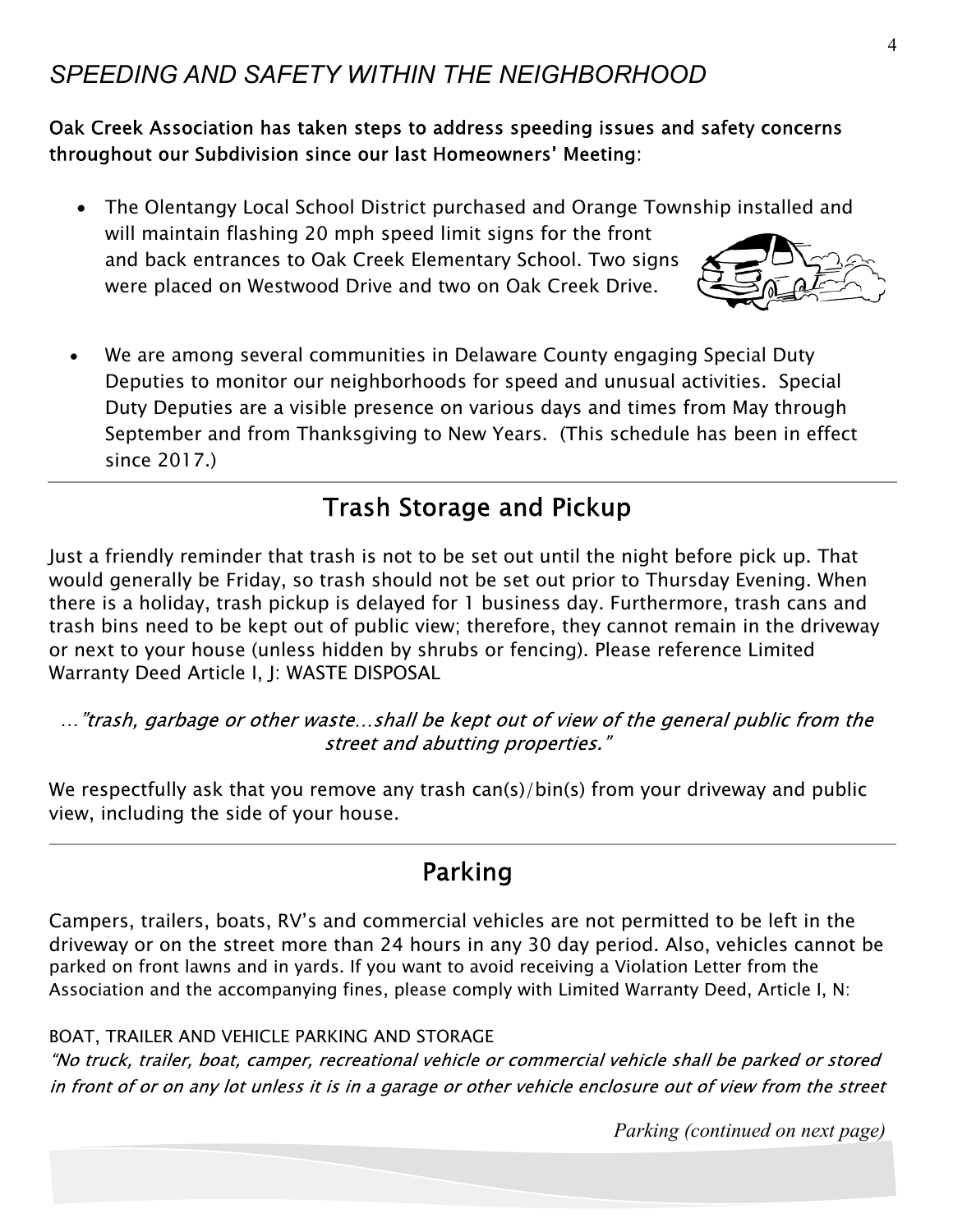## *SPEEDING AND SAFETY WITHIN THE NEIGHBORHOOD*

**Oak Creek Association has taken steps to address speeding issues and safety concerns throughout our Subdivision since our last Homeowners' Meeting**:

- The Olentangy Local School District purchased and Orange Township installed and will maintain flashing 20 mph speed limit signs for the front and back entrances to Oak Creek Elementary School. Two signs were placed on Westwood Drive and two on Oak Creek Drive.

- We are among several communities in Delaware County engaging Special Duty Deputies to monitor our neighborhoods for speed and unusual activities. Special Duty Deputies are a visible presence on various days and times from May through September and from Thanksgiving to New Years. (This schedule has been in effect since 2017.)

## Trash Storage and Pickup

Just a friendly reminder that trash is not to be set out until the night before pick up. That would generally be Friday, so trash should not be set out prior to Thursday Evening. When there is a holiday, trash pickup is delayed for 1 business day. Furthermore, trash cans and trash bins need to be kept out of public view; therefore, they cannot remain in the driveway or next to your house (unless hidden by shrubs or fencing). Please reference Limited Warranty Deed Article I, J: WASTE DISPOSAL

…*"trash, garbage or other waste…shall be kept out of view of the general public from the street and abutting properties."*

We respectfully ask that you remove any trash can(s)/bin(s) from your driveway and public view, including the side of your house.

## Parking

Campers, trailers, boats, RV's and commercial vehicles are not permitted to be left in the driveway or on the street more than 24 hours in any 30 day period. Also, vehicles cannot be parked on front lawns and in yards. If you want to avoid receiving a Violation Letter from the Association and the accompanying fines, please comply with Limited Warranty Deed, Article I, N:

BOAT, TRAILER AND VEHICLE PARKING AND STORAGE

*"No truck, trailer, boat, camper, recreational vehicle or commercial vehicle shall be parked or stored in front of or on any lot unless it is in a garage or other vehicle enclosure out of view from the street*

*Parking (continued on next page)*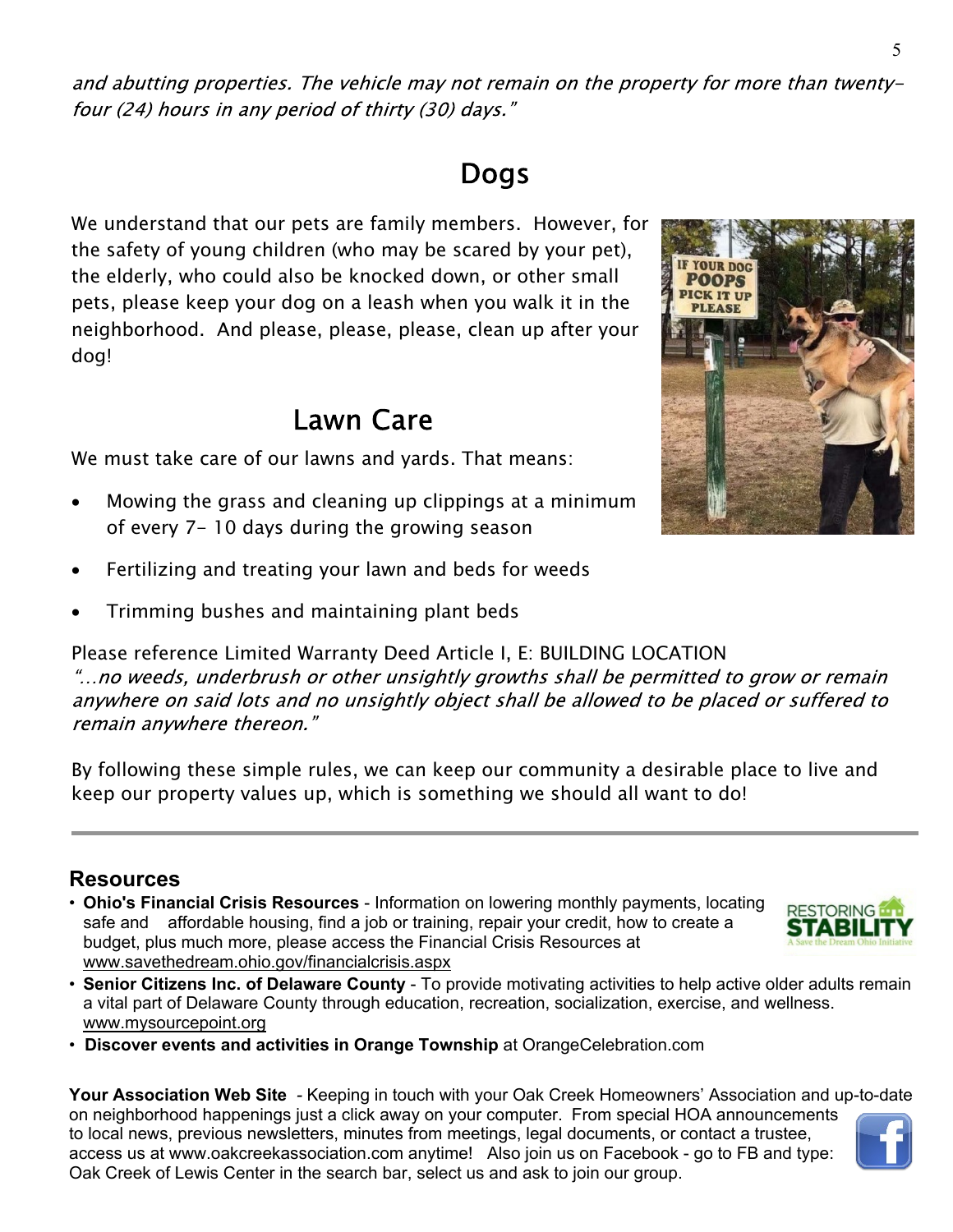*and abutting properties. The vehicle may not remain on the property for more than twenty-four (24) hours in any period of thirty (30) days."*

## Dogs

We understand that our pets are family members. However, for the safety of young children (who may be scared by your pet), the elderly, who could also be knocked down, or other small pets, please keep your dog on a leash when you walk it in the neighborhood. And please, please, please, clean up after your dog!

## Lawn Care

We must take care of our lawns and yards. That means:

- Mowing the grass and cleaning up clippings at a minimum of every 7- 10 days during the growing season
- Fertilizing and treating your lawn and beds for weeds
- Trimming bushes and maintaining plant beds

Please reference Limited Warranty Deed Article I, E: BUILDING LOCATION
*"…no weeds, underbrush or other unsightly growths shall be permitted to grow or remain anywhere on said lots and no unsightly object shall be allowed to be placed or suffered to remain anywhere thereon."*

By following these simple rules, we can keep our community a desirable place to live and keep our property values up, which is something we should all want to do!

---

### Resources

- **Ohio's Financial Crisis Resources** - Information on lowering monthly payments, locating safe and affordable housing, find a job or training, repair your credit, how to create a budget, plus much more, please access the Financial Crisis Resources at www.savethedream.ohio.gov/financialcrisis.aspx
- **Senior Citizens Inc. of Delaware County** - To provide motivating activities to help active older adults remain a vital part of Delaware County through education, recreation, socialization, exercise, and wellness. www.mysourcepoint.org
- **Discover events and activities in Orange Township** at OrangeCelebration.com

**Your Association Web Site** - Keeping in touch with your Oak Creek Homeowners' Association and up-to-date on neighborhood happenings just a click away on your computer. From special HOA announcements to local news, previous newsletters, minutes from meetings, legal documents, or contact a trustee, access us at www.oakcreekassociation.com anytime! Also join us on Facebook - go to FB and type: Oak Creek of Lewis Center in the search bar, select us and ask to join our group.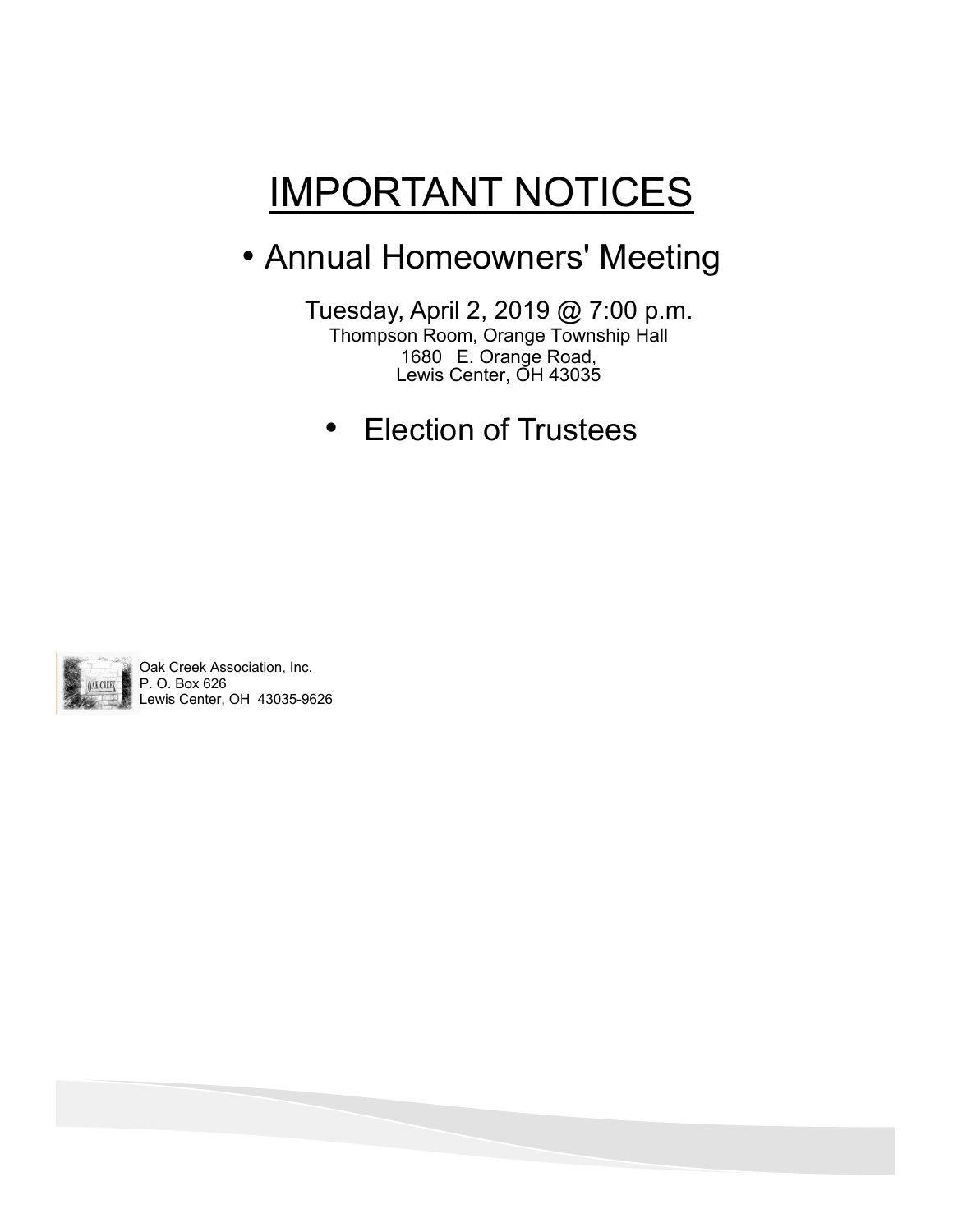# IMPORTANT NOTICES

- Annual Homeowners' Meeting

Tuesday, April 2, 2019 @ 7:00 p.m.
Thompson Room, Orange Township Hall
1680 E. Orange Road,
Lewis Center, OH 43035

- Election of Trustees

Oak Creek Association, Inc.
P. O. Box 626
Lewis Center, OH 43035-9626